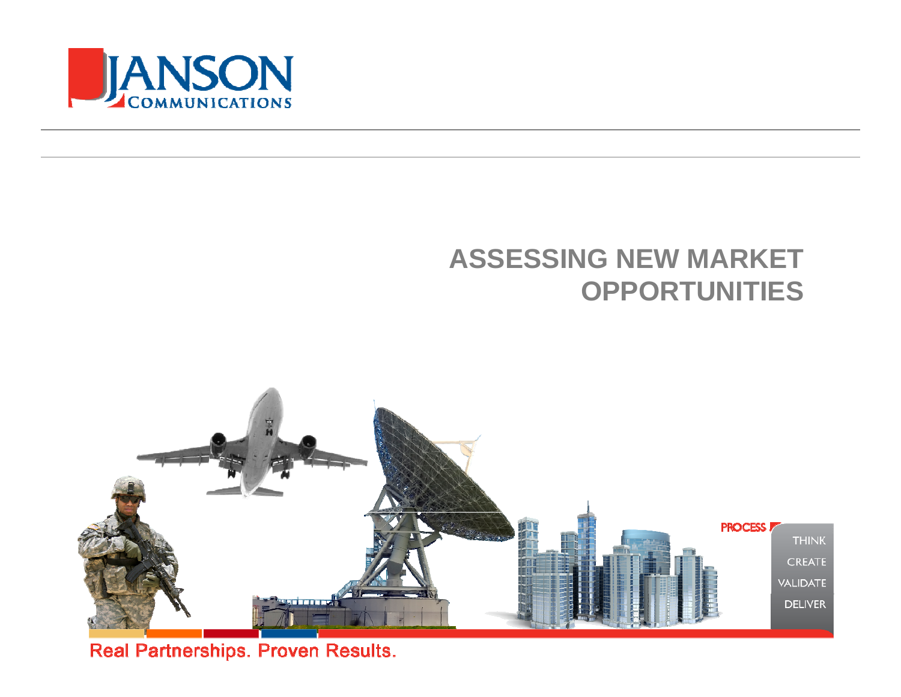JANSON COMMUNICATIONS

# ASSESSING NEW MARKET OPPORTUNITIES

PROCESS

THINK

CREATE

VALIDATE

DELIVER

Real Partnerships. Proven Results.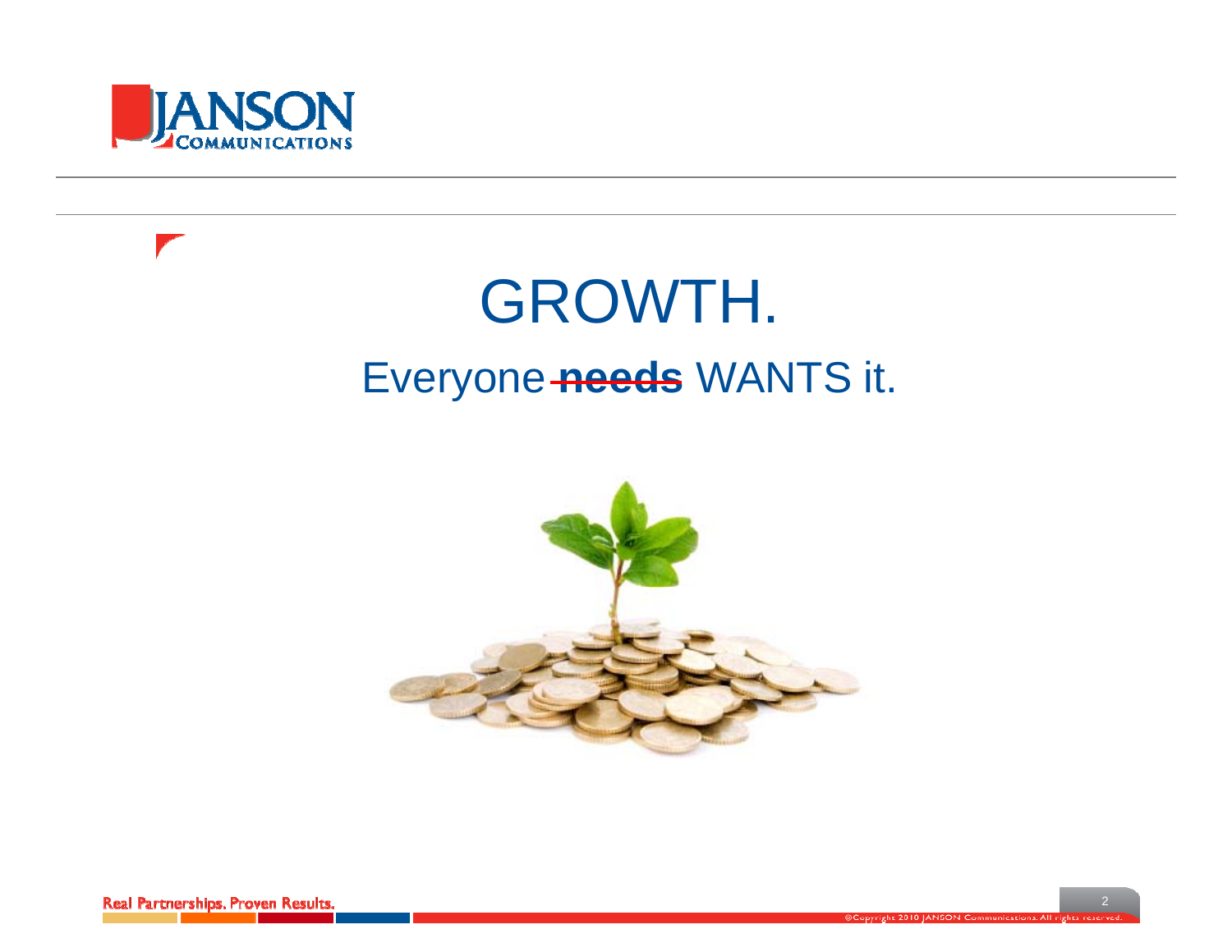# GROWTH.

## Everyone ~~**needs**~~ WANTS it.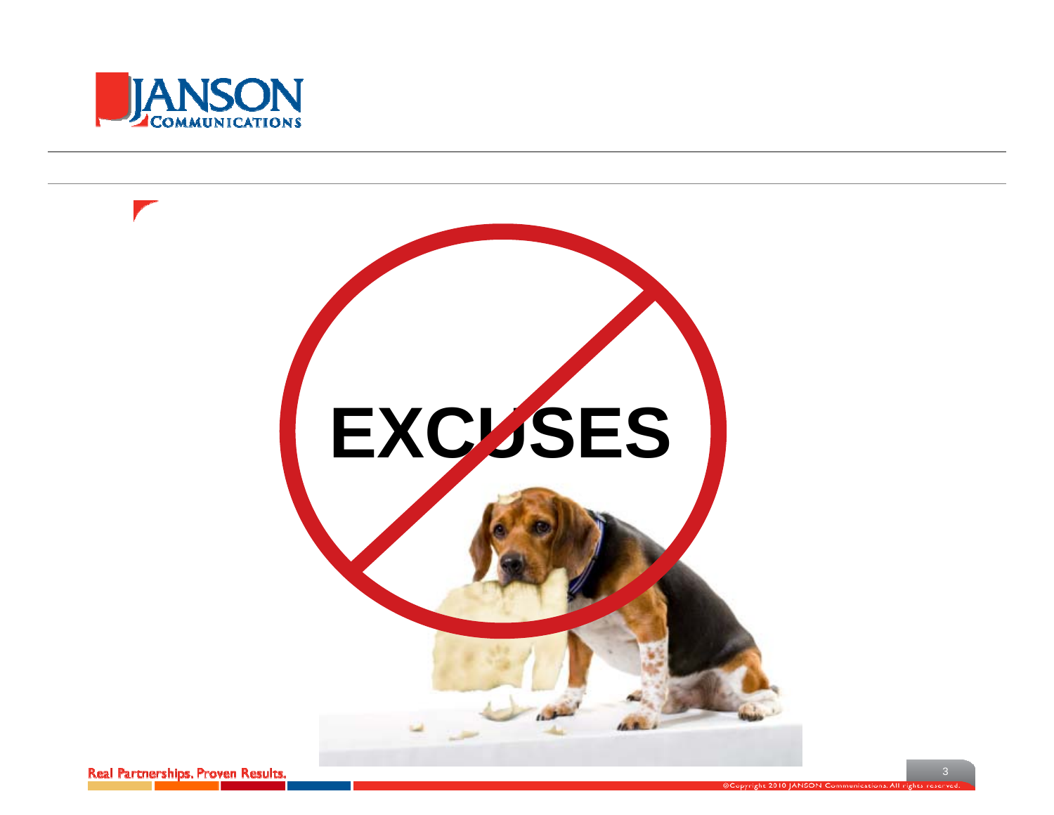EXCUSES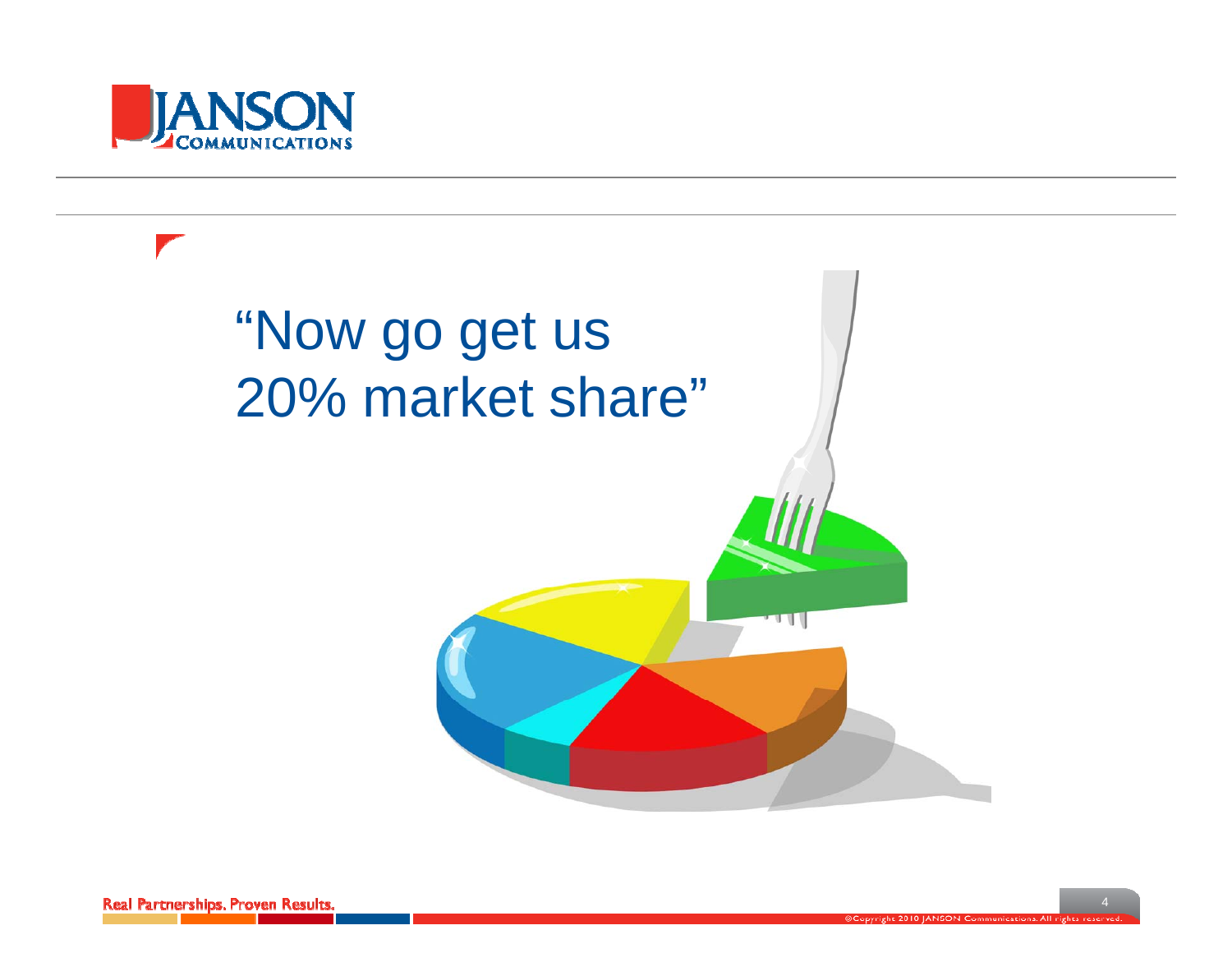"Now go get us 20% market share"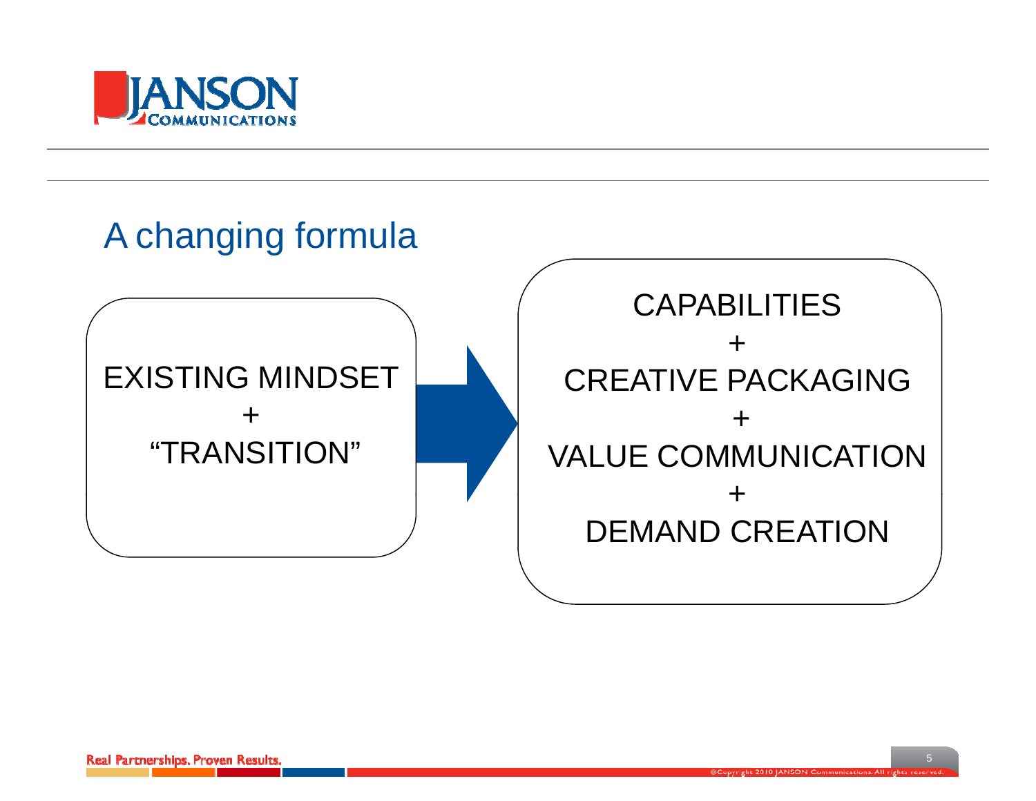# A changing formula

EXISTING MINDSET
+
"TRANSITION"

→

CAPABILITIES
+
CREATIVE PACKAGING
+
VALUE COMMUNICATION
+
DEMAND CREATION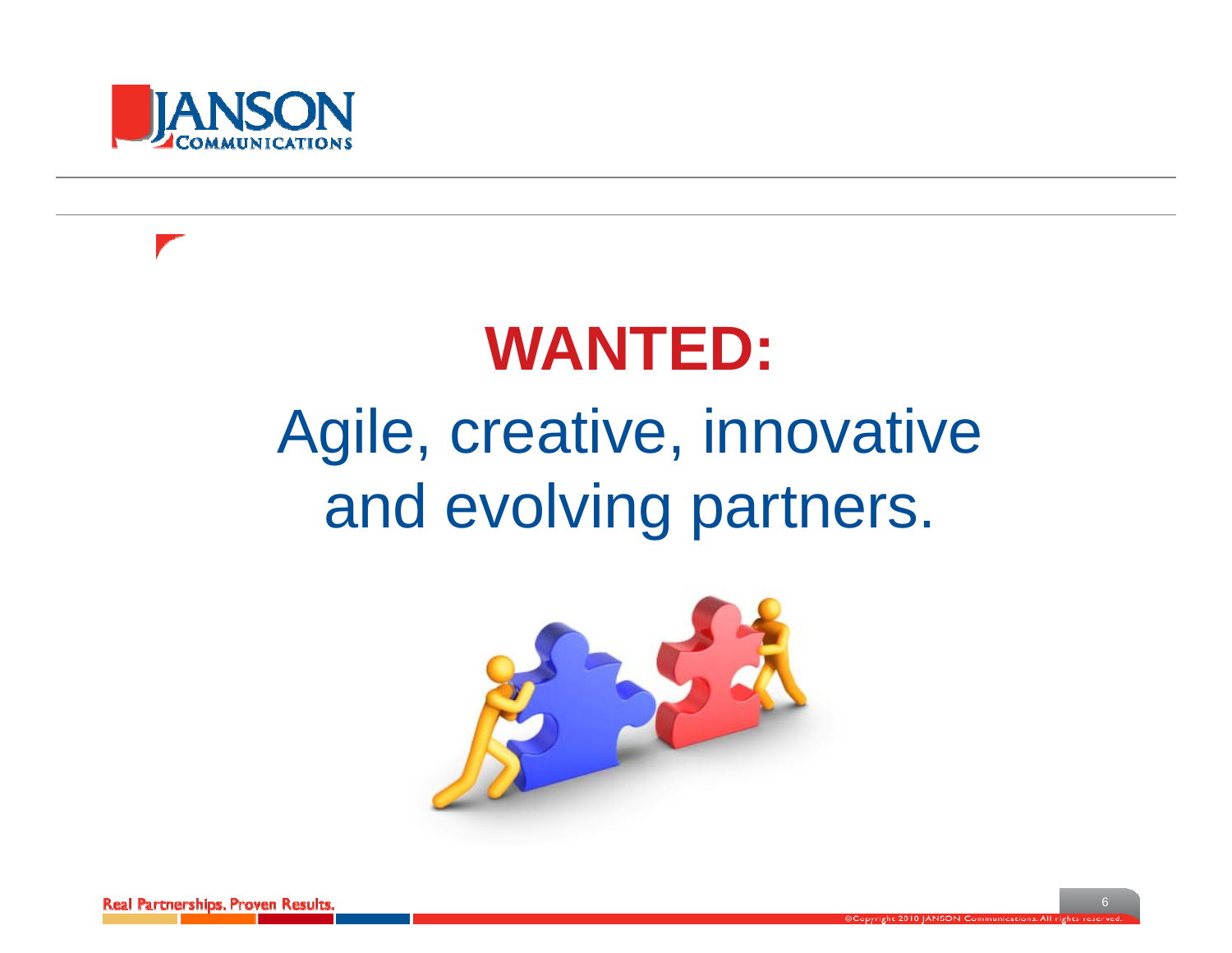# WANTED:

Agile, creative, innovative and evolving partners.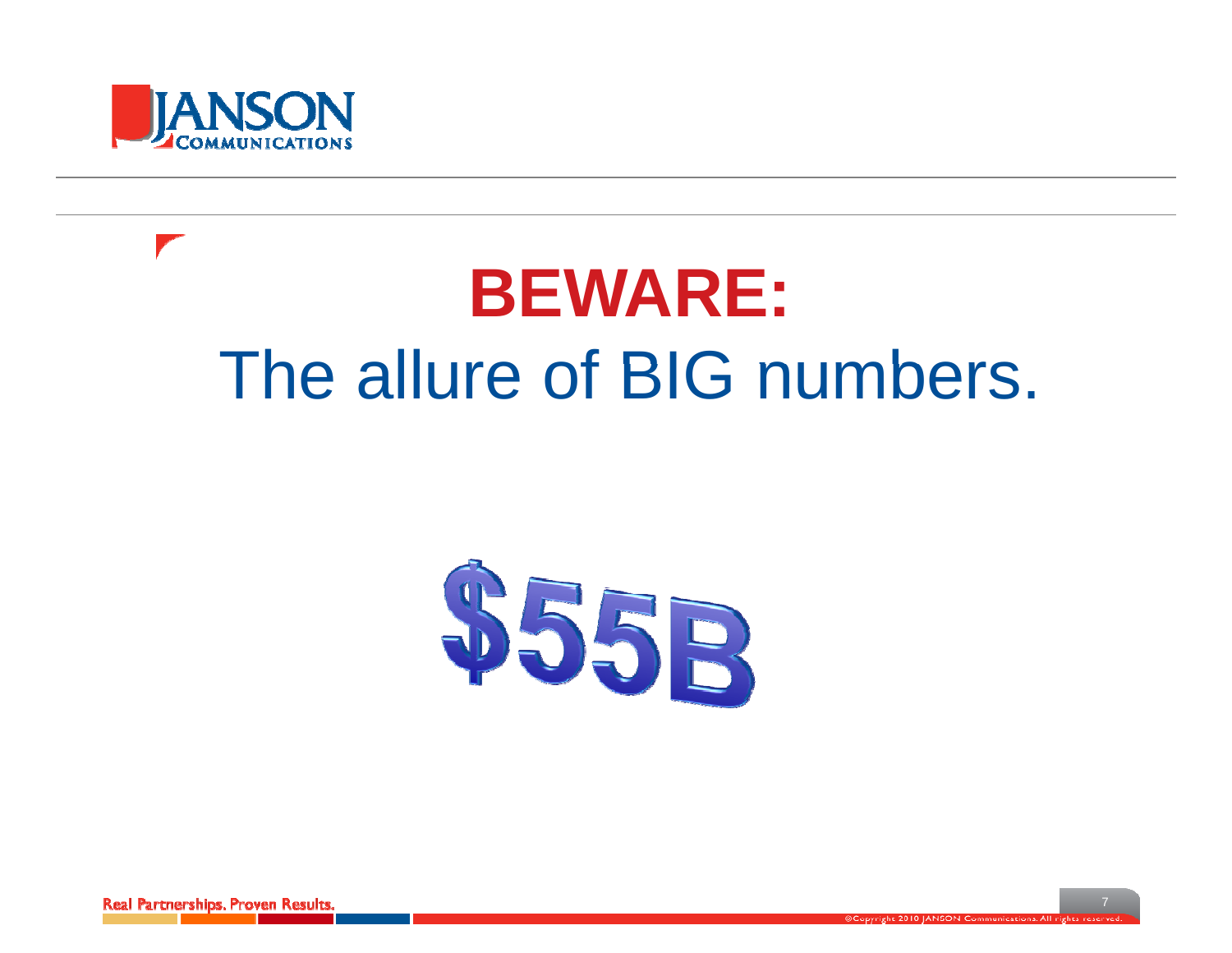# BEWARE:

## The allure of BIG numbers.

$55B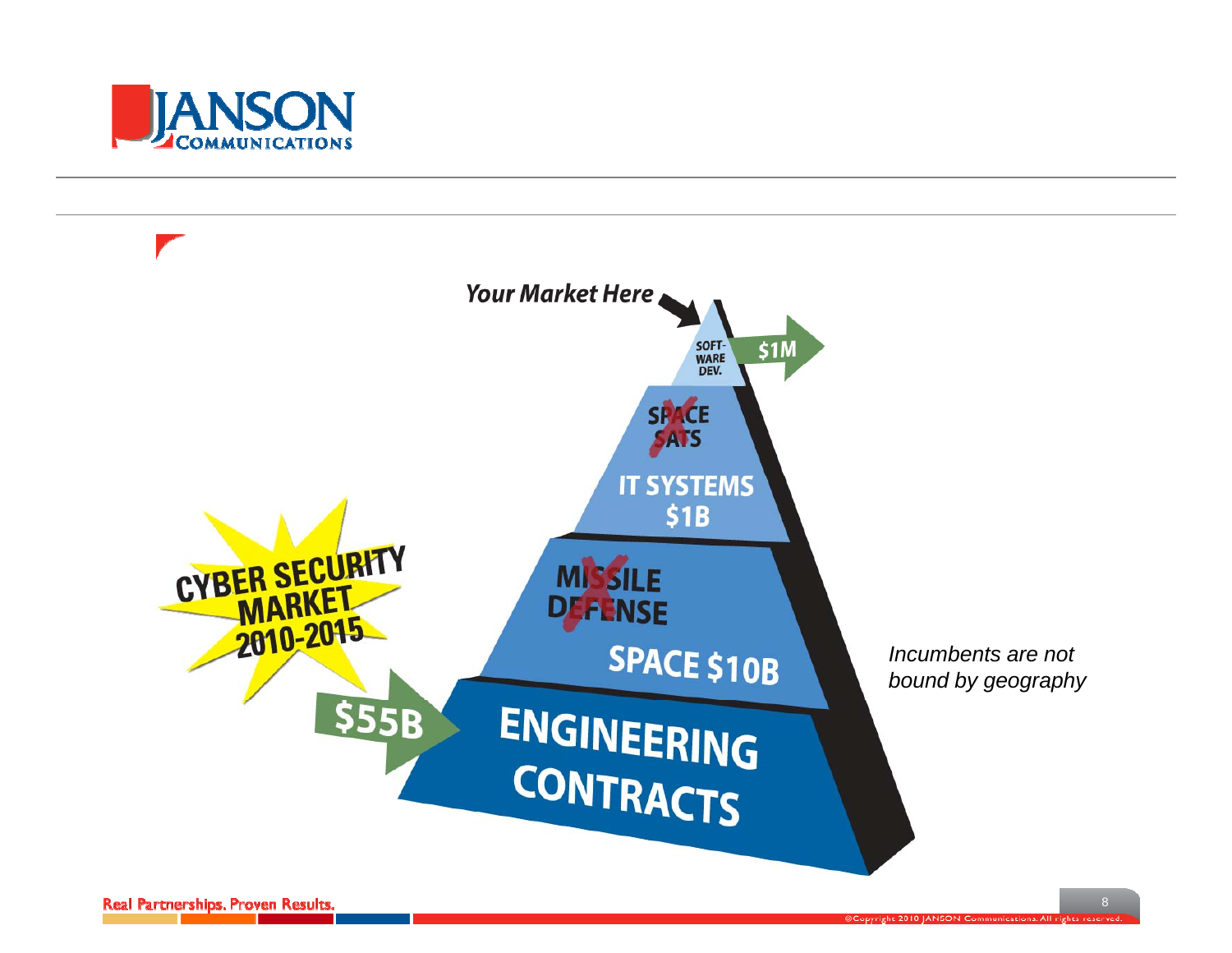Your Market Here

SOFT-WARE DEV.

$1M

SPACE SATS

IT SYSTEMS $1B

MISSILE DEFENSE

SPACE $10B

CYBER SECURITY MARKET 2010-2015

$55B

ENGINEERING CONTRACTS

*Incumbents are not bound by geography*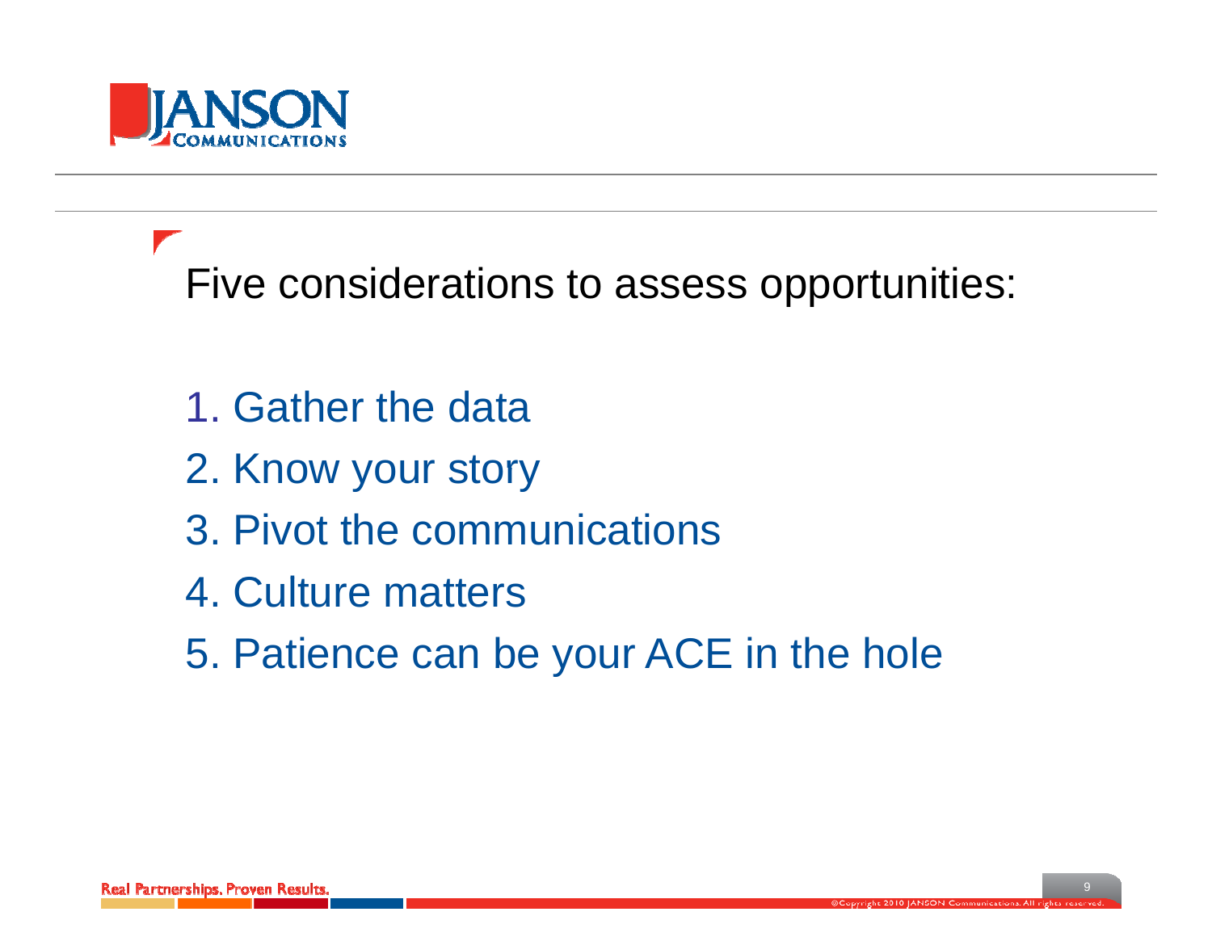## Five considerations to assess opportunities:

1. Gather the data
2. Know your story
3. Pivot the communications
4. Culture matters
5. Patience can be your ACE in the hole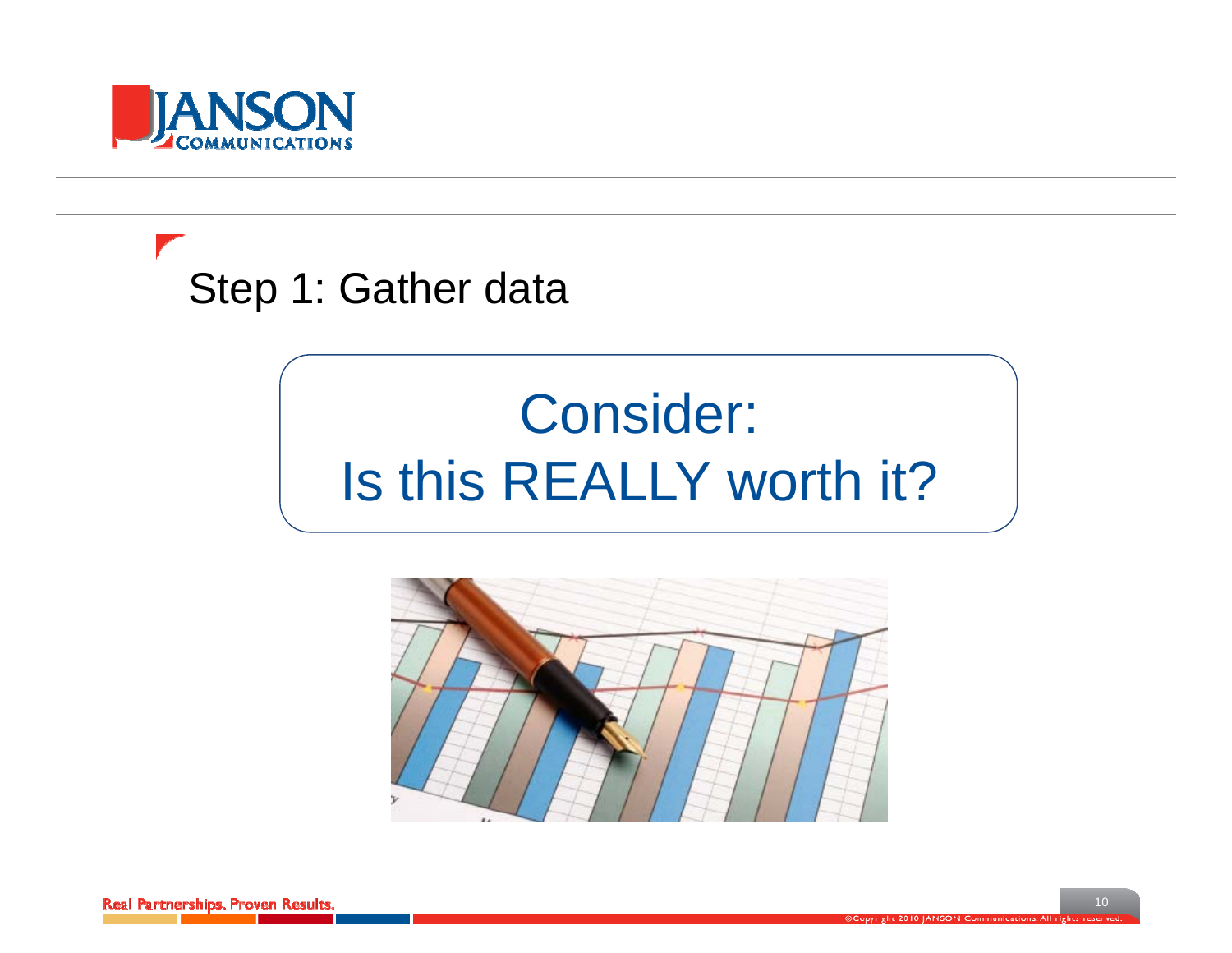## Step 1: Gather data

Consider:
Is this REALLY worth it?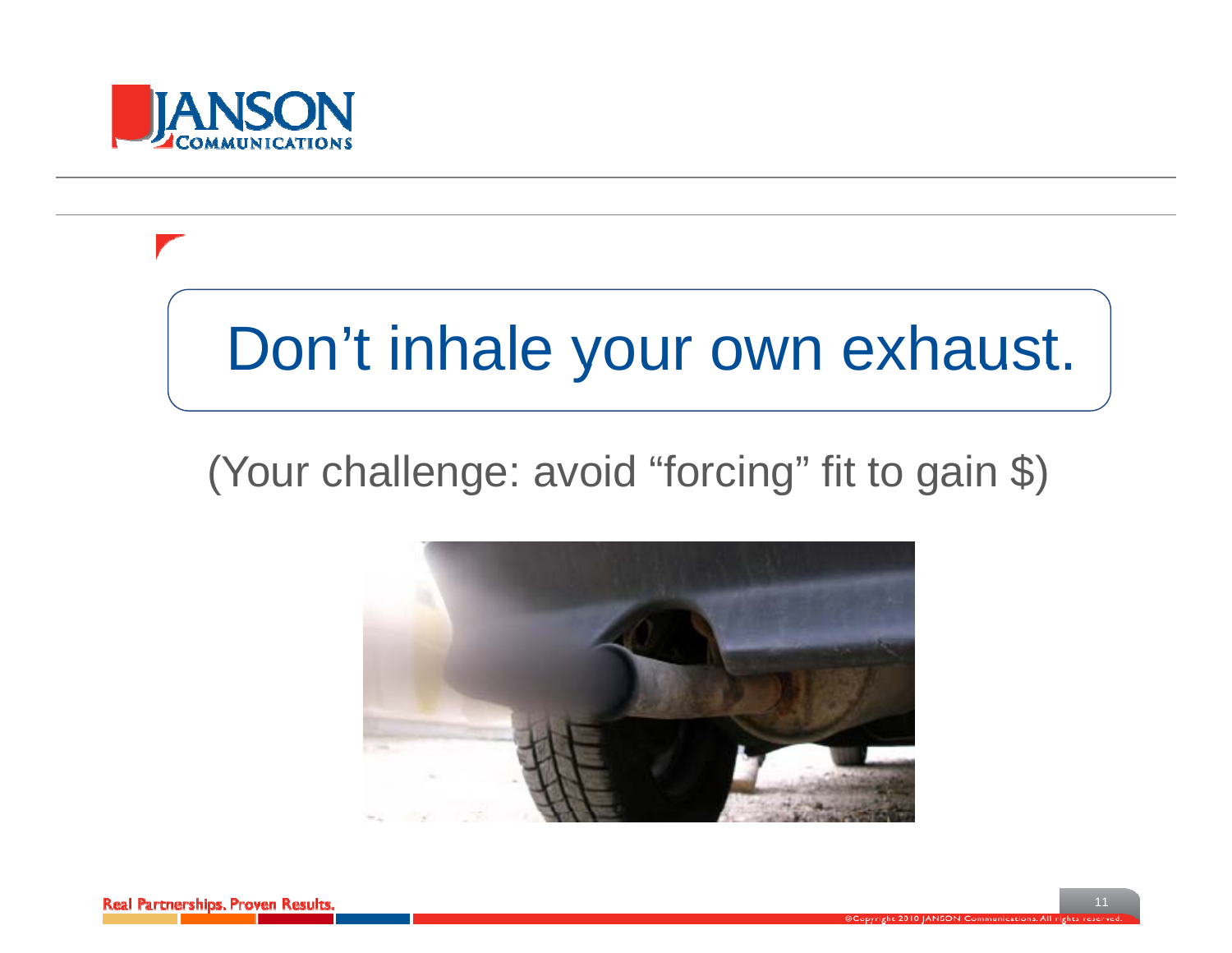# Don’t inhale your own exhaust.

(Your challenge: avoid “forcing” fit to gain $)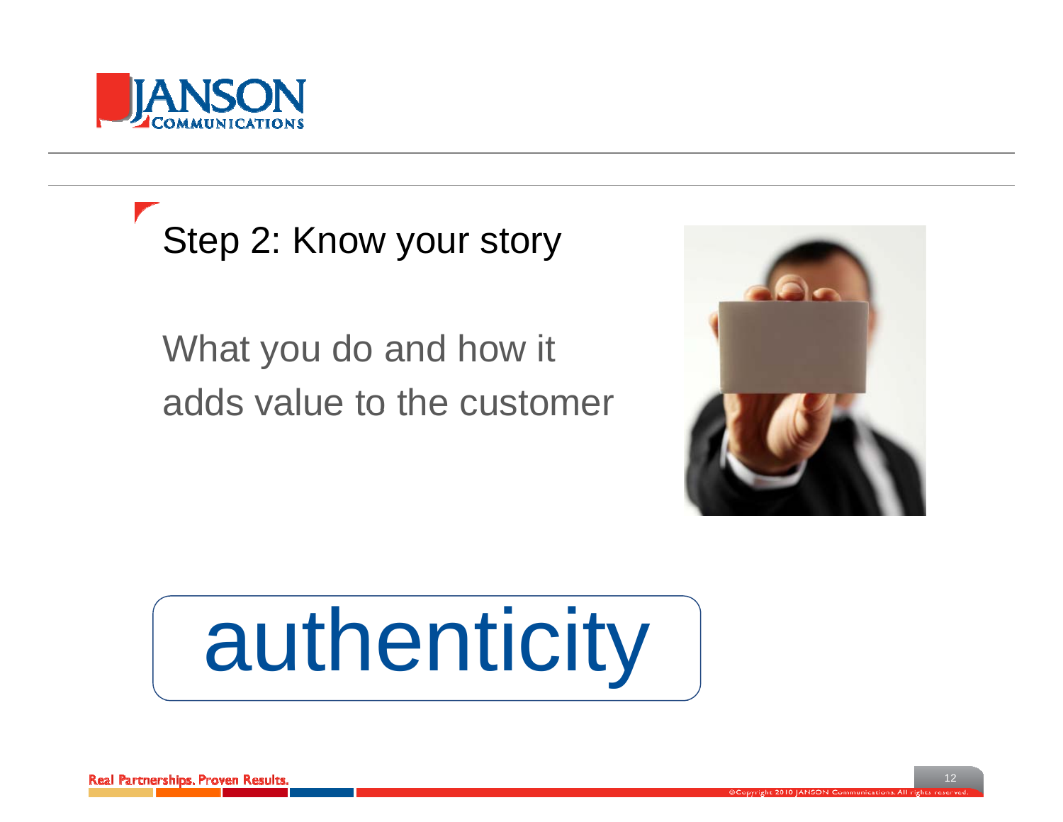## Step 2: Know your story

What you do and how it adds value to the customer

authenticity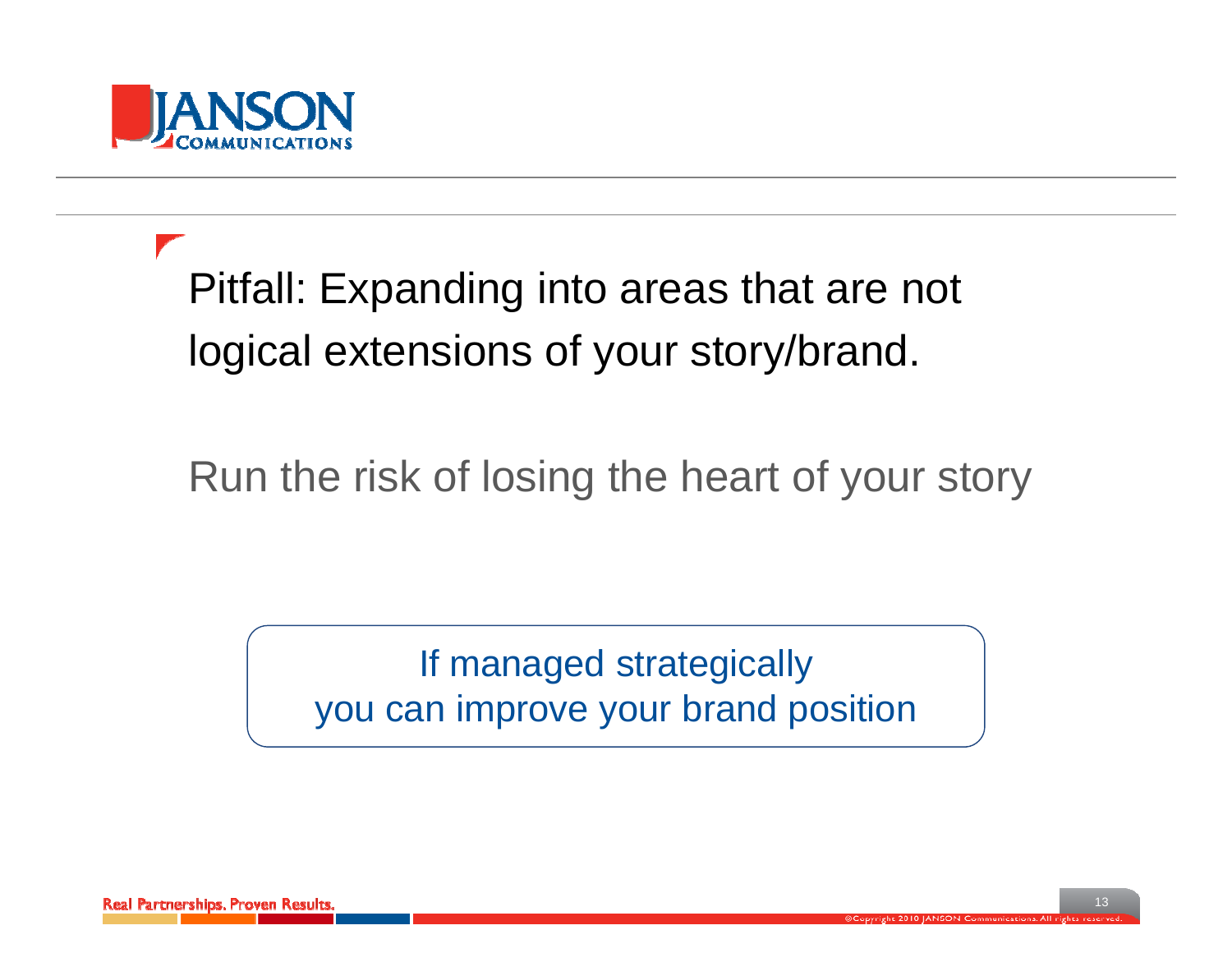Pitfall: Expanding into areas that are not logical extensions of your story/brand.

Run the risk of losing the heart of your story

If managed strategically
you can improve your brand position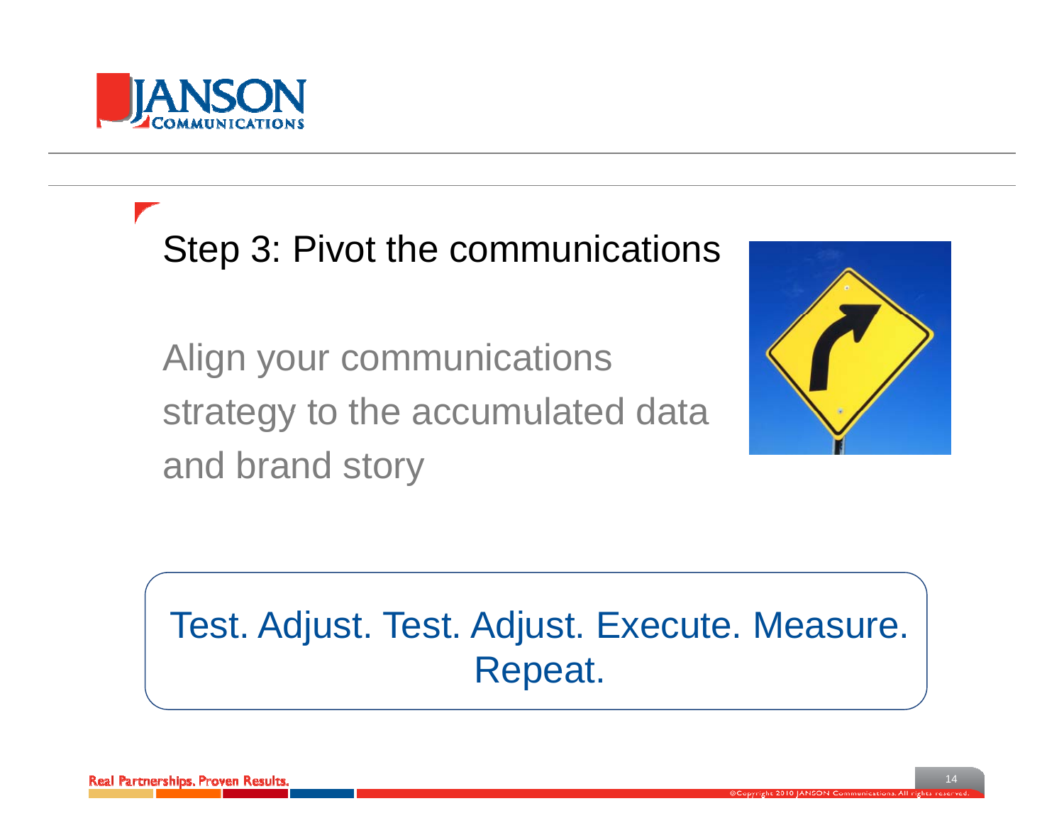## Step 3: Pivot the communications

Align your communications strategy to the accumulated data and brand story

Test. Adjust. Test. Adjust. Execute. Measure. Repeat.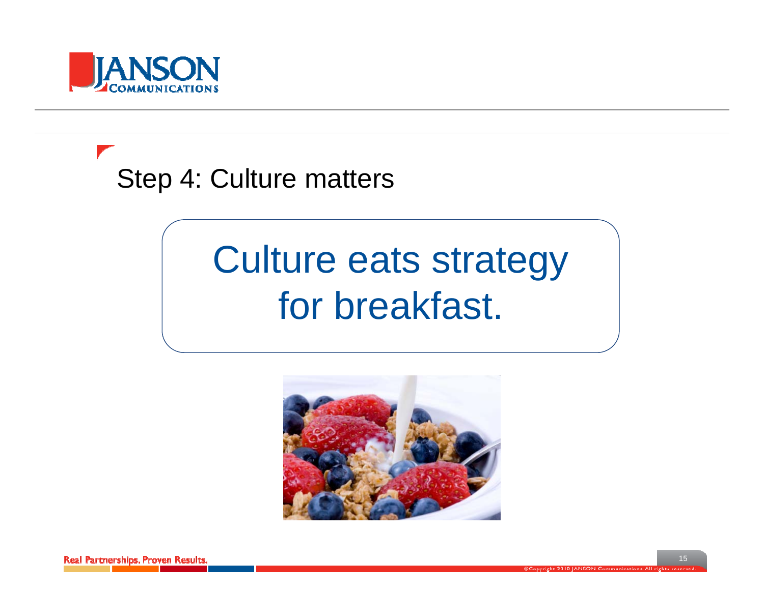## Step 4: Culture matters

Culture eats strategy for breakfast.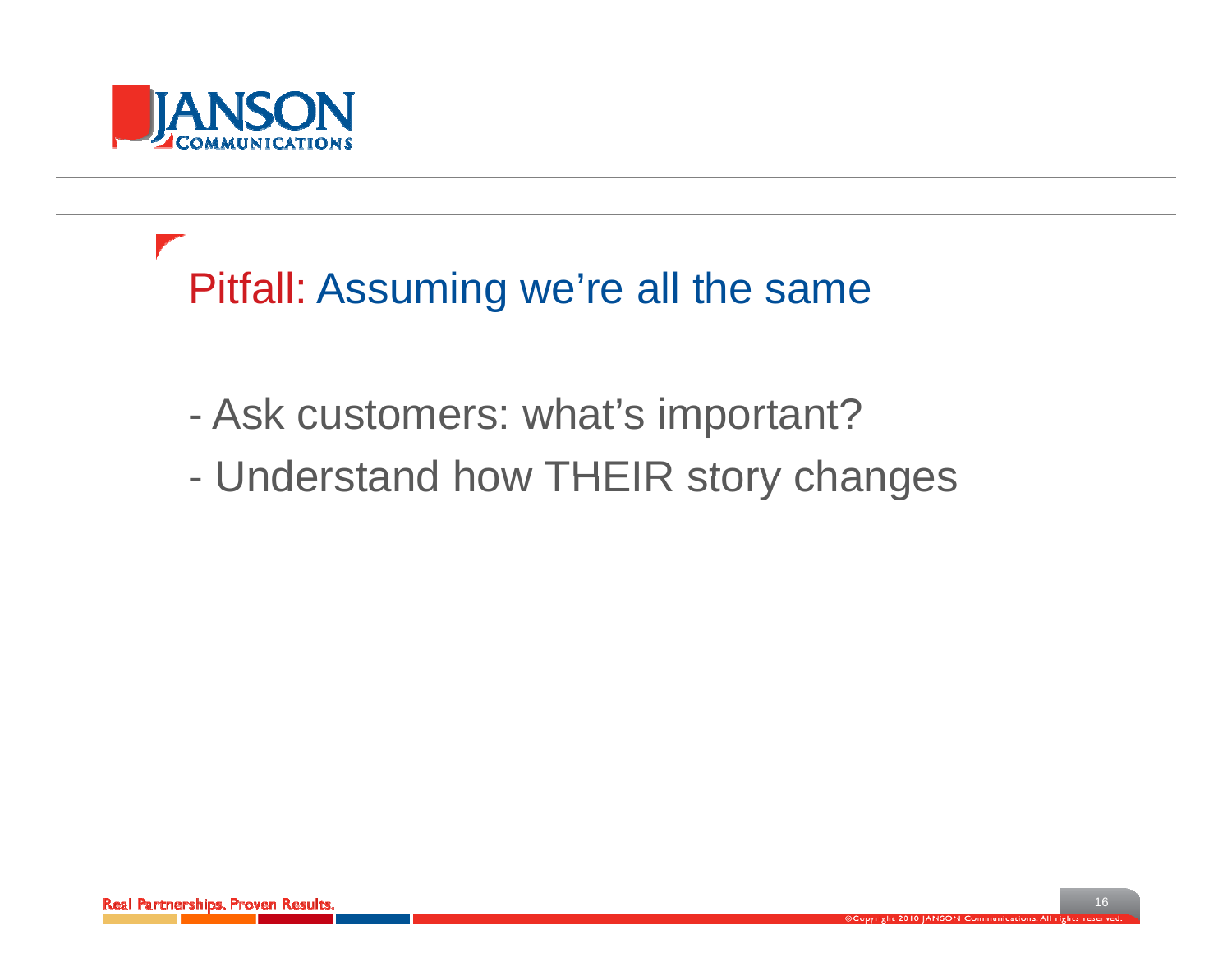## Pitfall: Assuming we're all the same

- Ask customers: what's important?
- Understand how THEIR story changes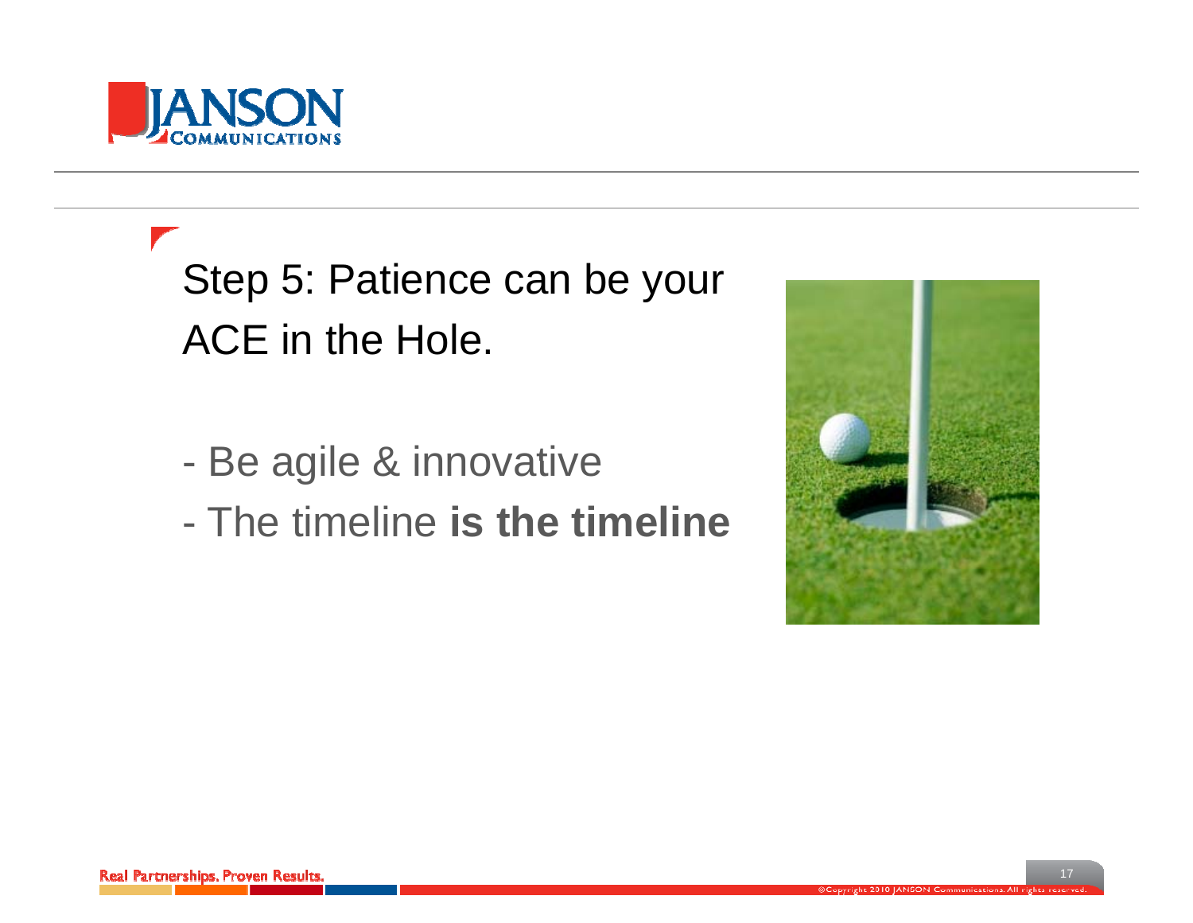## Step 5: Patience can be your ACE in the Hole.

- Be agile & innovative
- The timeline **is the timeline**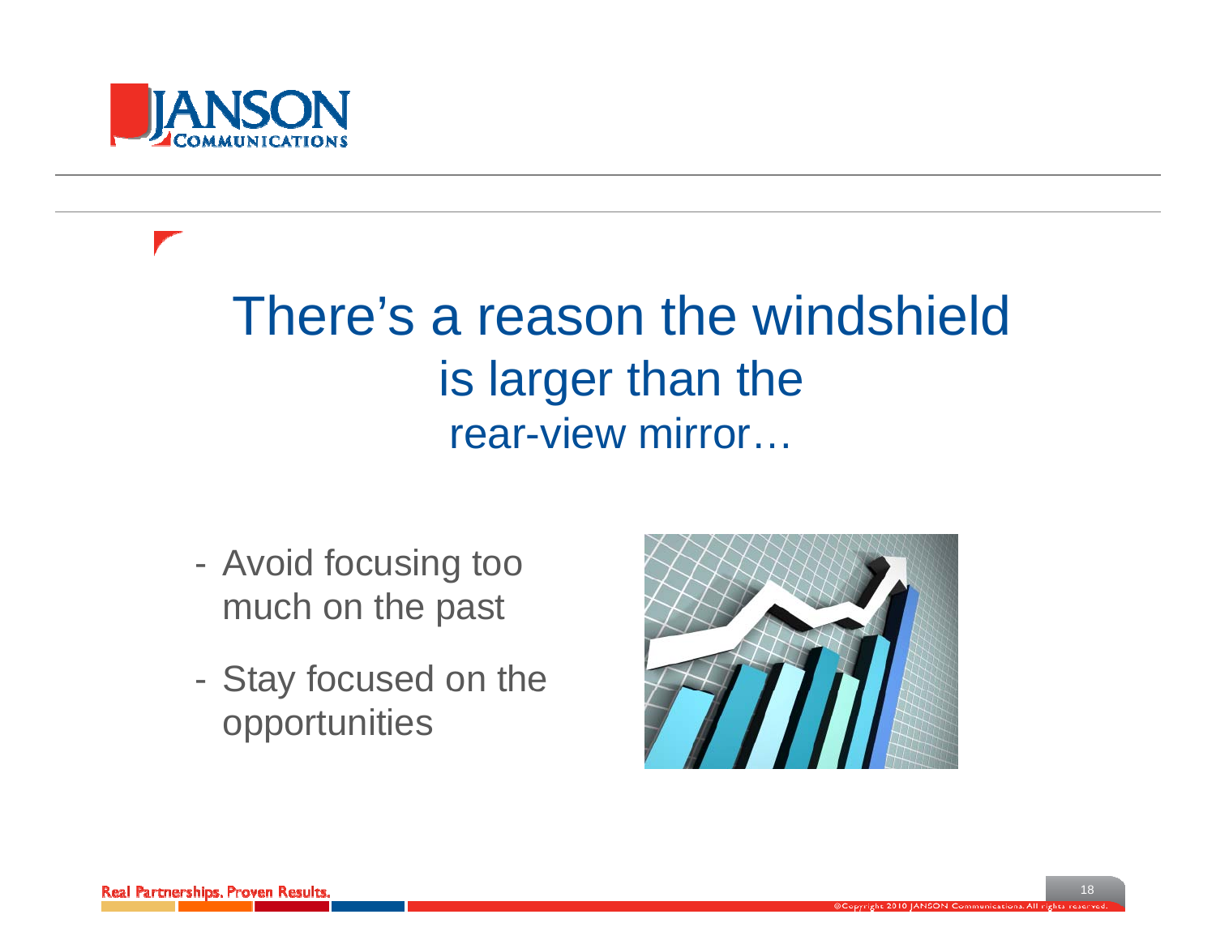# There's a reason the windshield is larger than the rear-view mirror…

- Avoid focusing too much on the past
- Stay focused on the opportunities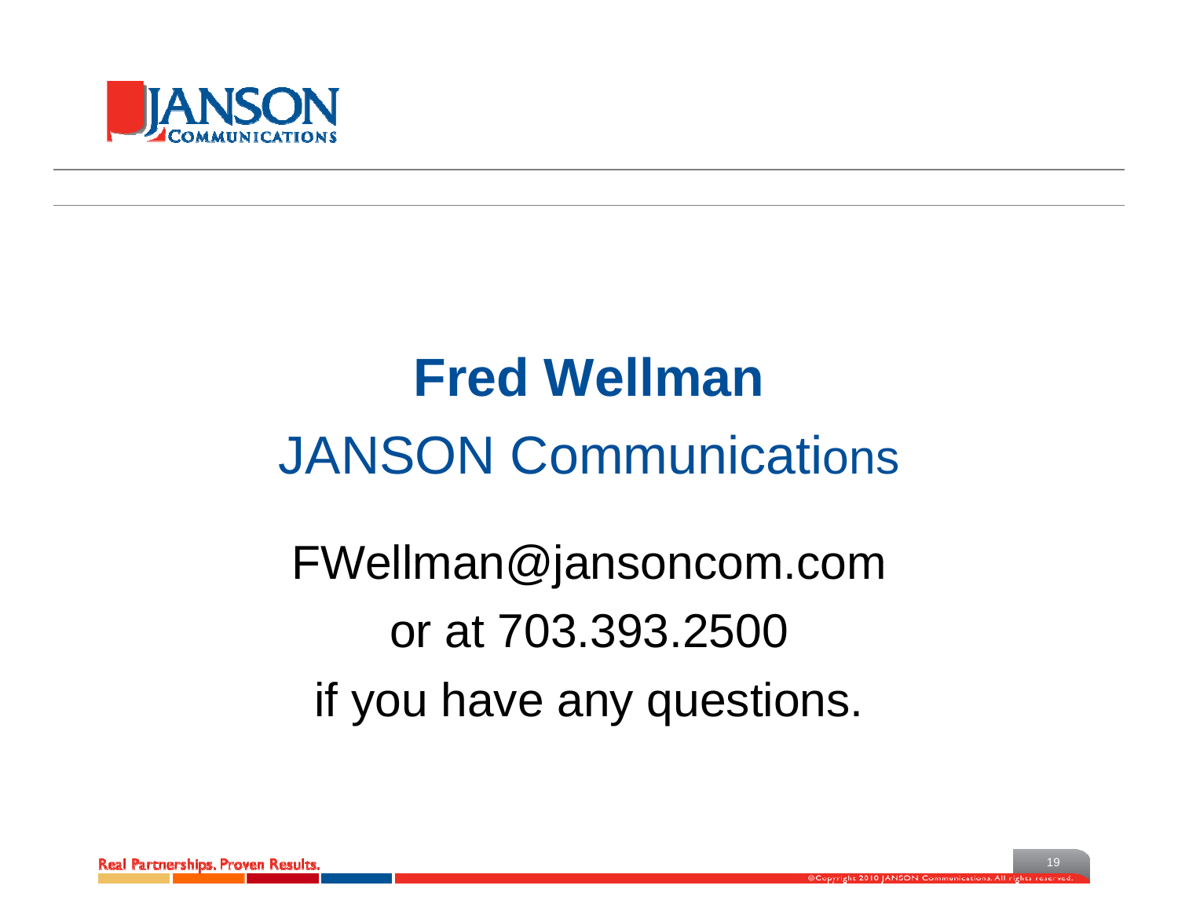# Fred Wellman

JANSON Communications

FWellman@jansoncom.com

or at 703.393.2500

if you have any questions.